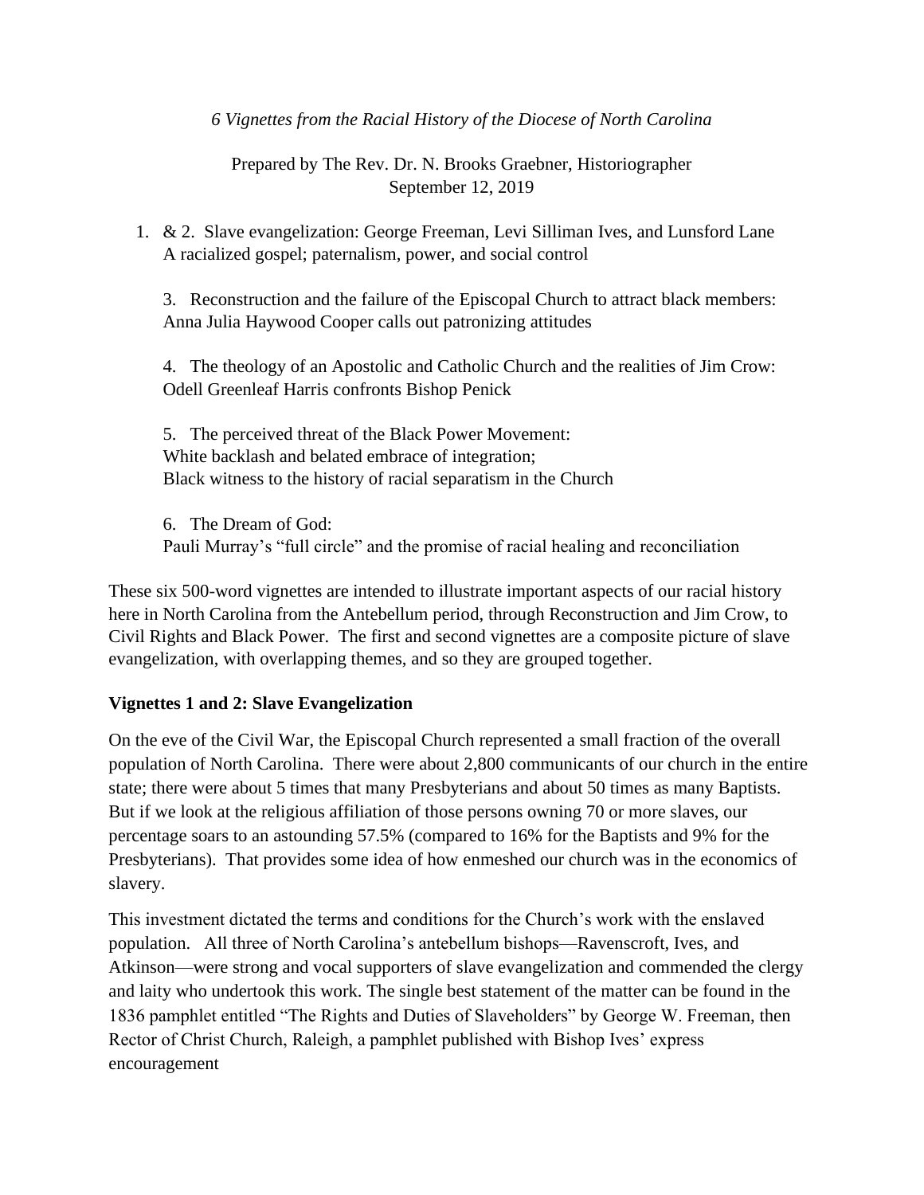*6 Vignettes from the Racial History of the Diocese of North Carolina*

Prepared by The Rev. Dr. N. Brooks Graebner, Historiographer
September 12, 2019

1. & 2. Slave evangelization: George Freeman, Levi Silliman Ives, and Lunsford Lane
   A racialized gospel; paternalism, power, and social control

   3. Reconstruction and the failure of the Episcopal Church to attract black members:
   Anna Julia Haywood Cooper calls out patronizing attitudes

   4. The theology of an Apostolic and Catholic Church and the realities of Jim Crow:
   Odell Greenleaf Harris confronts Bishop Penick

   5. The perceived threat of the Black Power Movement:
   White backlash and belated embrace of integration;
   Black witness to the history of racial separatism in the Church

   6. The Dream of God:
   Pauli Murray's "full circle" and the promise of racial healing and reconciliation

These six 500-word vignettes are intended to illustrate important aspects of our racial history here in North Carolina from the Antebellum period, through Reconstruction and Jim Crow, to Civil Rights and Black Power. The first and second vignettes are a composite picture of slave evangelization, with overlapping themes, and so they are grouped together.

### Vignettes 1 and 2: Slave Evangelization

On the eve of the Civil War, the Episcopal Church represented a small fraction of the overall population of North Carolina. There were about 2,800 communicants of our church in the entire state; there were about 5 times that many Presbyterians and about 50 times as many Baptists. But if we look at the religious affiliation of those persons owning 70 or more slaves, our percentage soars to an astounding 57.5% (compared to 16% for the Baptists and 9% for the Presbyterians). That provides some idea of how enmeshed our church was in the economics of slavery.

This investment dictated the terms and conditions for the Church's work with the enslaved population. All three of North Carolina's antebellum bishops—Ravenscroft, Ives, and Atkinson—were strong and vocal supporters of slave evangelization and commended the clergy and laity who undertook this work. The single best statement of the matter can be found in the 1836 pamphlet entitled "The Rights and Duties of Slaveholders" by George W. Freeman, then Rector of Christ Church, Raleigh, a pamphlet published with Bishop Ives' express encouragement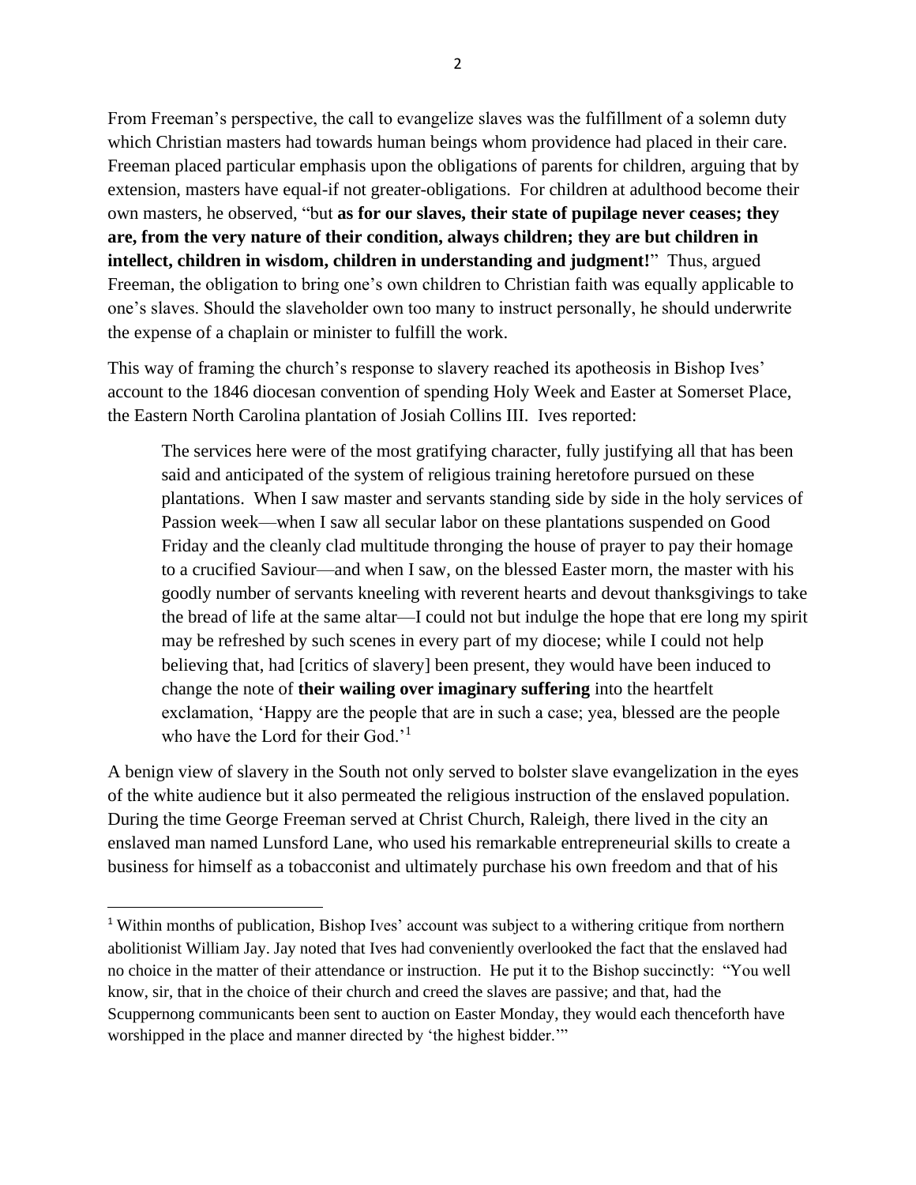From Freeman's perspective, the call to evangelize slaves was the fulfillment of a solemn duty which Christian masters had towards human beings whom providence had placed in their care. Freeman placed particular emphasis upon the obligations of parents for children, arguing that by extension, masters have equal-if not greater-obligations. For children at adulthood become their own masters, he observed, "but **as for our slaves, their state of pupilage never ceases; they are, from the very nature of their condition, always children; they are but children in intellect, children in wisdom, children in understanding and judgment!**" Thus, argued Freeman, the obligation to bring one's own children to Christian faith was equally applicable to one's slaves. Should the slaveholder own too many to instruct personally, he should underwrite the expense of a chaplain or minister to fulfill the work.

This way of framing the church's response to slavery reached its apotheosis in Bishop Ives' account to the 1846 diocesan convention of spending Holy Week and Easter at Somerset Place, the Eastern North Carolina plantation of Josiah Collins III. Ives reported:

> The services here were of the most gratifying character, fully justifying all that has been said and anticipated of the system of religious training heretofore pursued on these plantations. When I saw master and servants standing side by side in the holy services of Passion week—when I saw all secular labor on these plantations suspended on Good Friday and the cleanly clad multitude thronging the house of prayer to pay their homage to a crucified Saviour—and when I saw, on the blessed Easter morn, the master with his goodly number of servants kneeling with reverent hearts and devout thanksgivings to take the bread of life at the same altar—I could not but indulge the hope that ere long my spirit may be refreshed by such scenes in every part of my diocese; while I could not help believing that, had [critics of slavery] been present, they would have been induced to change the note of **their wailing over imaginary suffering** into the heartfelt exclamation, 'Happy are the people that are in such a case; yea, blessed are the people who have the Lord for their God.'[1]

A benign view of slavery in the South not only served to bolster slave evangelization in the eyes of the white audience but it also permeated the religious instruction of the enslaved population. During the time George Freeman served at Christ Church, Raleigh, there lived in the city an enslaved man named Lunsford Lane, who used his remarkable entrepreneurial skills to create a business for himself as a tobacconist and ultimately purchase his own freedom and that of his

[1] Within months of publication, Bishop Ives' account was subject to a withering critique from northern abolitionist William Jay. Jay noted that Ives had conveniently overlooked the fact that the enslaved had no choice in the matter of their attendance or instruction. He put it to the Bishop succinctly: "You well know, sir, that in the choice of their church and creed the slaves are passive; and that, had the Scuppernong communicants been sent to auction on Easter Monday, they would each thenceforth have worshipped in the place and manner directed by 'the highest bidder.'"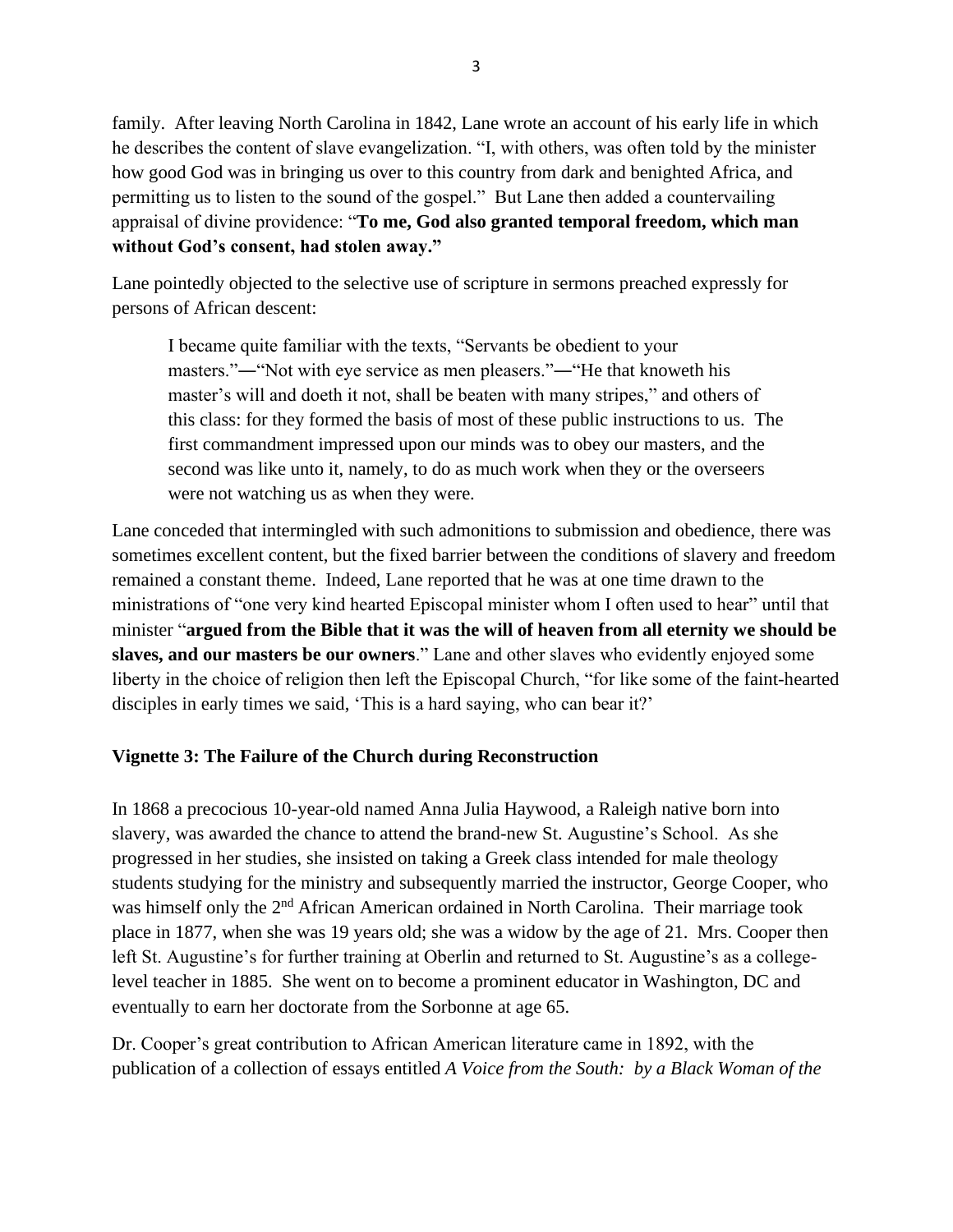family. After leaving North Carolina in 1842, Lane wrote an account of his early life in which he describes the content of slave evangelization. "I, with others, was often told by the minister how good God was in bringing us over to this country from dark and benighted Africa, and permitting us to listen to the sound of the gospel." But Lane then added a countervailing appraisal of divine providence: "**To me, God also granted temporal freedom, which man without God's consent, had stolen away."**

Lane pointedly objected to the selective use of scripture in sermons preached expressly for persons of African descent:

> I became quite familiar with the texts, "Servants be obedient to your masters."―"Not with eye service as men pleasers."―"He that knoweth his master's will and doeth it not, shall be beaten with many stripes," and others of this class: for they formed the basis of most of these public instructions to us. The first commandment impressed upon our minds was to obey our masters, and the second was like unto it, namely, to do as much work when they or the overseers were not watching us as when they were.

Lane conceded that intermingled with such admonitions to submission and obedience, there was sometimes excellent content, but the fixed barrier between the conditions of slavery and freedom remained a constant theme. Indeed, Lane reported that he was at one time drawn to the ministrations of "one very kind hearted Episcopal minister whom I often used to hear" until that minister "**argued from the Bible that it was the will of heaven from all eternity we should be slaves, and our masters be our owners**." Lane and other slaves who evidently enjoyed some liberty in the choice of religion then left the Episcopal Church, "for like some of the faint-hearted disciples in early times we said, 'This is a hard saying, who can bear it?'

### Vignette 3: The Failure of the Church during Reconstruction

In 1868 a precocious 10-year-old named Anna Julia Haywood, a Raleigh native born into slavery, was awarded the chance to attend the brand-new St. Augustine's School. As she progressed in her studies, she insisted on taking a Greek class intended for male theology students studying for the ministry and subsequently married the instructor, George Cooper, who was himself only the 2nd African American ordained in North Carolina. Their marriage took place in 1877, when she was 19 years old; she was a widow by the age of 21. Mrs. Cooper then left St. Augustine's for further training at Oberlin and returned to St. Augustine's as a college-level teacher in 1885. She went on to become a prominent educator in Washington, DC and eventually to earn her doctorate from the Sorbonne at age 65.

Dr. Cooper's great contribution to African American literature came in 1892, with the publication of a collection of essays entitled *A Voice from the South: by a Black Woman of the*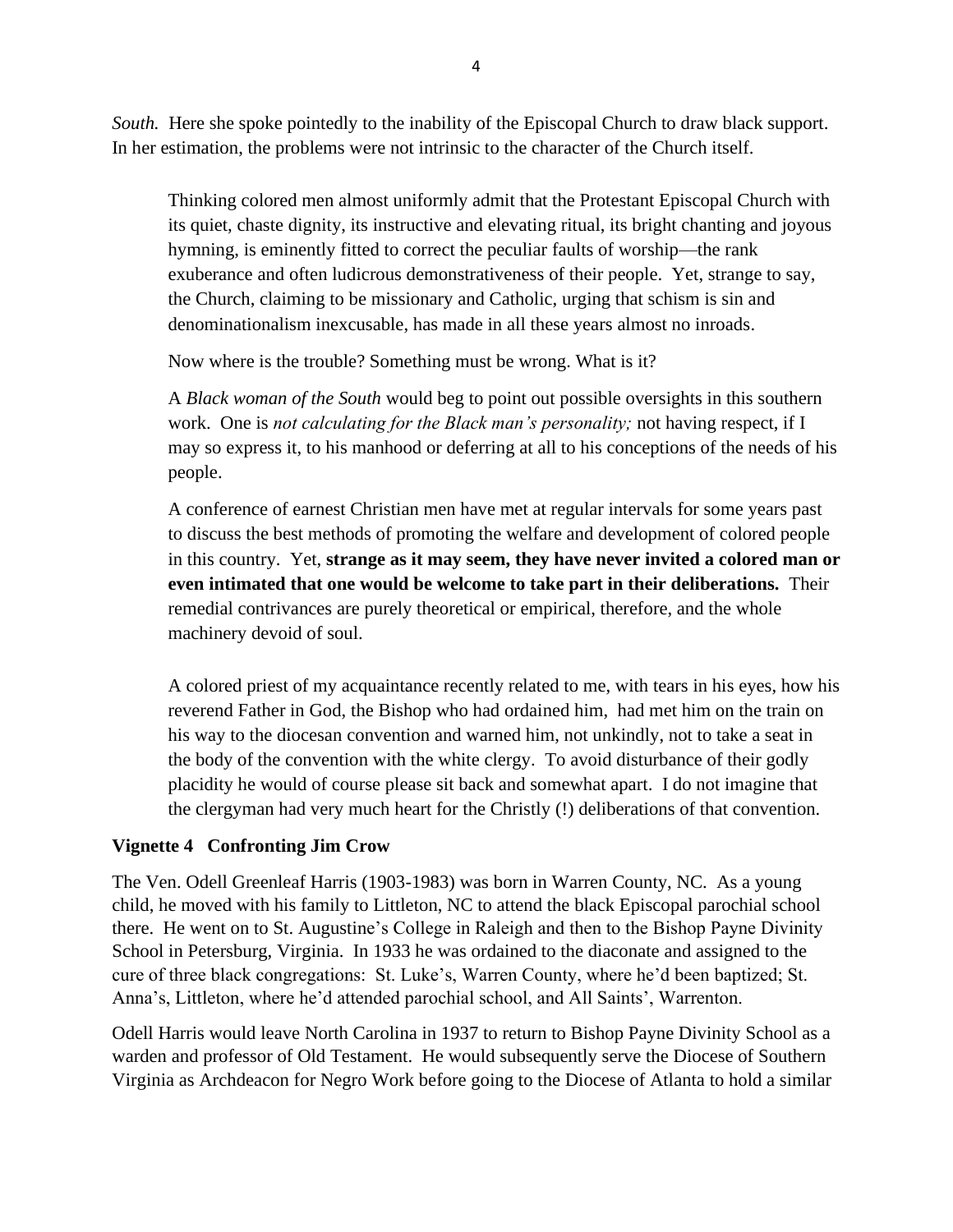*South.* Here she spoke pointedly to the inability of the Episcopal Church to draw black support. In her estimation, the problems were not intrinsic to the character of the Church itself.

> Thinking colored men almost uniformly admit that the Protestant Episcopal Church with its quiet, chaste dignity, its instructive and elevating ritual, its bright chanting and joyous hymning, is eminently fitted to correct the peculiar faults of worship—the rank exuberance and often ludicrous demonstrativeness of their people. Yet, strange to say, the Church, claiming to be missionary and Catholic, urging that schism is sin and denominationalism inexcusable, has made in all these years almost no inroads.
>
> Now where is the trouble? Something must be wrong. What is it?
>
> A *Black woman of the South* would beg to point out possible oversights in this southern work. One is *not calculating for the Black man's personality;* not having respect, if I may so express it, to his manhood or deferring at all to his conceptions of the needs of his people.
>
> A conference of earnest Christian men have met at regular intervals for some years past to discuss the best methods of promoting the welfare and development of colored people in this country. Yet, **strange as it may seem, they have never invited a colored man or even intimated that one would be welcome to take part in their deliberations.** Their remedial contrivances are purely theoretical or empirical, therefore, and the whole machinery devoid of soul.
>
> A colored priest of my acquaintance recently related to me, with tears in his eyes, how his reverend Father in God, the Bishop who had ordained him, had met him on the train on his way to the diocesan convention and warned him, not unkindly, not to take a seat in the body of the convention with the white clergy. To avoid disturbance of their godly placidity he would of course please sit back and somewhat apart. I do not imagine that the clergyman had very much heart for the Christly (!) deliberations of that convention.

### Vignette 4 Confronting Jim Crow

The Ven. Odell Greenleaf Harris (1903-1983) was born in Warren County, NC. As a young child, he moved with his family to Littleton, NC to attend the black Episcopal parochial school there. He went on to St. Augustine's College in Raleigh and then to the Bishop Payne Divinity School in Petersburg, Virginia. In 1933 he was ordained to the diaconate and assigned to the cure of three black congregations: St. Luke's, Warren County, where he'd been baptized; St. Anna's, Littleton, where he'd attended parochial school, and All Saints', Warrenton.

Odell Harris would leave North Carolina in 1937 to return to Bishop Payne Divinity School as a warden and professor of Old Testament. He would subsequently serve the Diocese of Southern Virginia as Archdeacon for Negro Work before going to the Diocese of Atlanta to hold a similar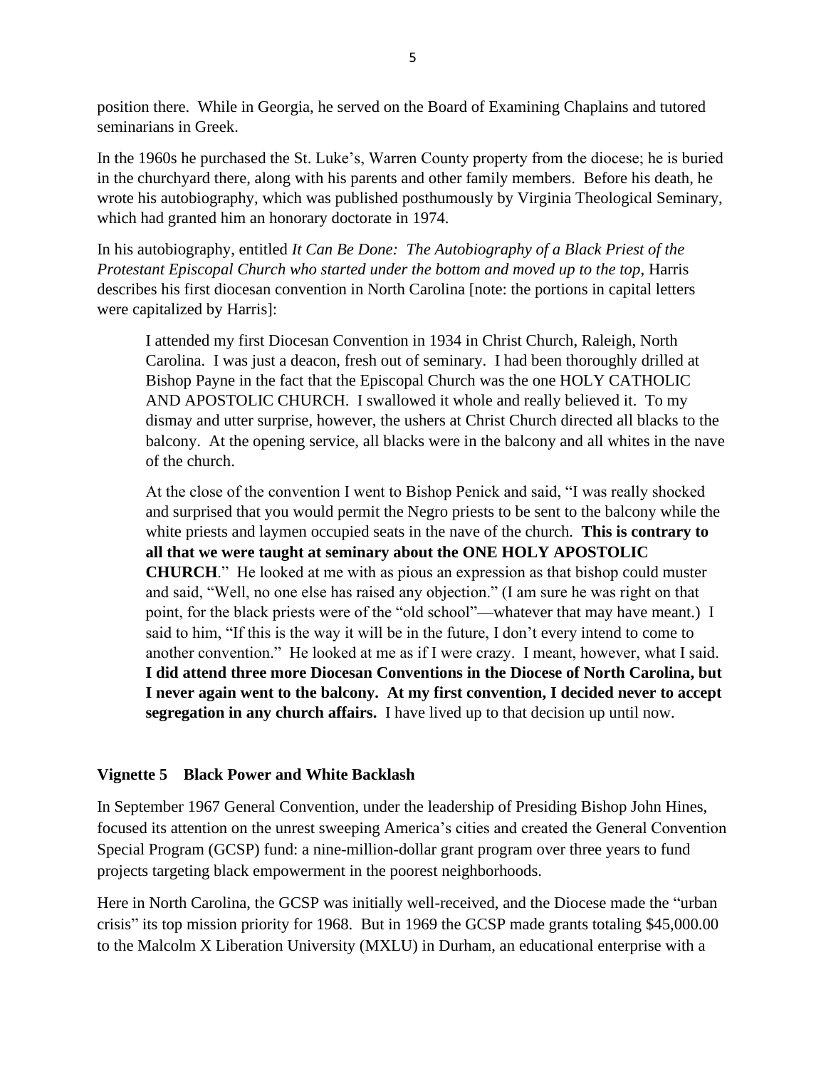position there. While in Georgia, he served on the Board of Examining Chaplains and tutored seminarians in Greek.

In the 1960s he purchased the St. Luke's, Warren County property from the diocese; he is buried in the churchyard there, along with his parents and other family members. Before his death, he wrote his autobiography, which was published posthumously by Virginia Theological Seminary, which had granted him an honorary doctorate in 1974.

In his autobiography, entitled *It Can Be Done: The Autobiography of a Black Priest of the Protestant Episcopal Church who started under the bottom and moved up to the top*, Harris describes his first diocesan convention in North Carolina [note: the portions in capital letters were capitalized by Harris]:

> I attended my first Diocesan Convention in 1934 in Christ Church, Raleigh, North Carolina. I was just a deacon, fresh out of seminary. I had been thoroughly drilled at Bishop Payne in the fact that the Episcopal Church was the one HOLY CATHOLIC AND APOSTOLIC CHURCH. I swallowed it whole and really believed it. To my dismay and utter surprise, however, the ushers at Christ Church directed all blacks to the balcony. At the opening service, all blacks were in the balcony and all whites in the nave of the church.
>
> At the close of the convention I went to Bishop Penick and said, "I was really shocked and surprised that you would permit the Negro priests to be sent to the balcony while the white priests and laymen occupied seats in the nave of the church. **This is contrary to all that we were taught at seminary about the ONE HOLY APOSTOLIC CHURCH**." He looked at me with as pious an expression as that bishop could muster and said, "Well, no one else has raised any objection." (I am sure he was right on that point, for the black priests were of the "old school"—whatever that may have meant.) I said to him, "If this is the way it will be in the future, I don't every intend to come to another convention." He looked at me as if I were crazy. I meant, however, what I said. **I did attend three more Diocesan Conventions in the Diocese of North Carolina, but I never again went to the balcony. At my first convention, I decided never to accept segregation in any church affairs.** I have lived up to that decision up until now.

### Vignette 5 Black Power and White Backlash

In September 1967 General Convention, under the leadership of Presiding Bishop John Hines, focused its attention on the unrest sweeping America's cities and created the General Convention Special Program (GCSP) fund: a nine-million-dollar grant program over three years to fund projects targeting black empowerment in the poorest neighborhoods.

Here in North Carolina, the GCSP was initially well-received, and the Diocese made the "urban crisis" its top mission priority for 1968. But in 1969 the GCSP made grants totaling $45,000.00 to the Malcolm X Liberation University (MXLU) in Durham, an educational enterprise with a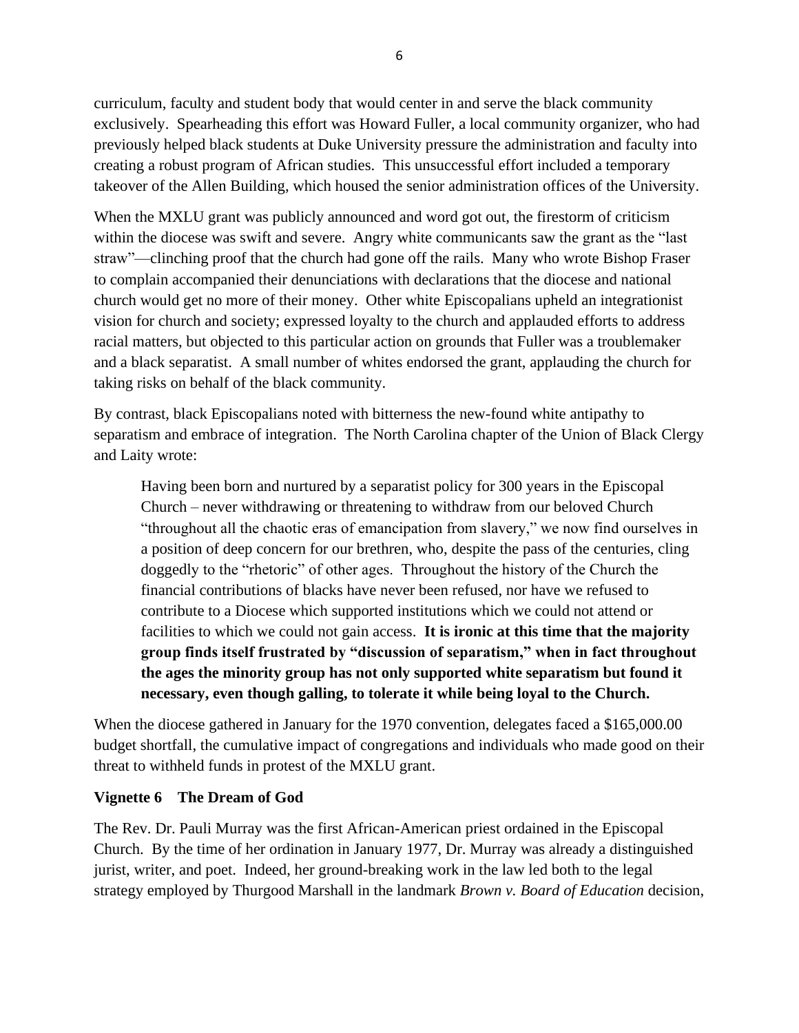curriculum, faculty and student body that would center in and serve the black community exclusively. Spearheading this effort was Howard Fuller, a local community organizer, who had previously helped black students at Duke University pressure the administration and faculty into creating a robust program of African studies. This unsuccessful effort included a temporary takeover of the Allen Building, which housed the senior administration offices of the University.

When the MXLU grant was publicly announced and word got out, the firestorm of criticism within the diocese was swift and severe. Angry white communicants saw the grant as the "last straw"—clinching proof that the church had gone off the rails. Many who wrote Bishop Fraser to complain accompanied their denunciations with declarations that the diocese and national church would get no more of their money. Other white Episcopalians upheld an integrationist vision for church and society; expressed loyalty to the church and applauded efforts to address racial matters, but objected to this particular action on grounds that Fuller was a troublemaker and a black separatist. A small number of whites endorsed the grant, applauding the church for taking risks on behalf of the black community.

By contrast, black Episcopalians noted with bitterness the new-found white antipathy to separatism and embrace of integration. The North Carolina chapter of the Union of Black Clergy and Laity wrote:

> Having been born and nurtured by a separatist policy for 300 years in the Episcopal Church – never withdrawing or threatening to withdraw from our beloved Church "throughout all the chaotic eras of emancipation from slavery," we now find ourselves in a position of deep concern for our brethren, who, despite the pass of the centuries, cling doggedly to the "rhetoric" of other ages. Throughout the history of the Church the financial contributions of blacks have never been refused, nor have we refused to contribute to a Diocese which supported institutions which we could not attend or facilities to which we could not gain access. **It is ironic at this time that the majority group finds itself frustrated by "discussion of separatism," when in fact throughout the ages the minority group has not only supported white separatism but found it necessary, even though galling, to tolerate it while being loyal to the Church.**

When the diocese gathered in January for the 1970 convention, delegates faced a $165,000.00 budget shortfall, the cumulative impact of congregations and individuals who made good on their threat to withheld funds in protest of the MXLU grant.

### Vignette 6 The Dream of God

The Rev. Dr. Pauli Murray was the first African-American priest ordained in the Episcopal Church. By the time of her ordination in January 1977, Dr. Murray was already a distinguished jurist, writer, and poet. Indeed, her ground-breaking work in the law led both to the legal strategy employed by Thurgood Marshall in the landmark *Brown v. Board of Education* decision,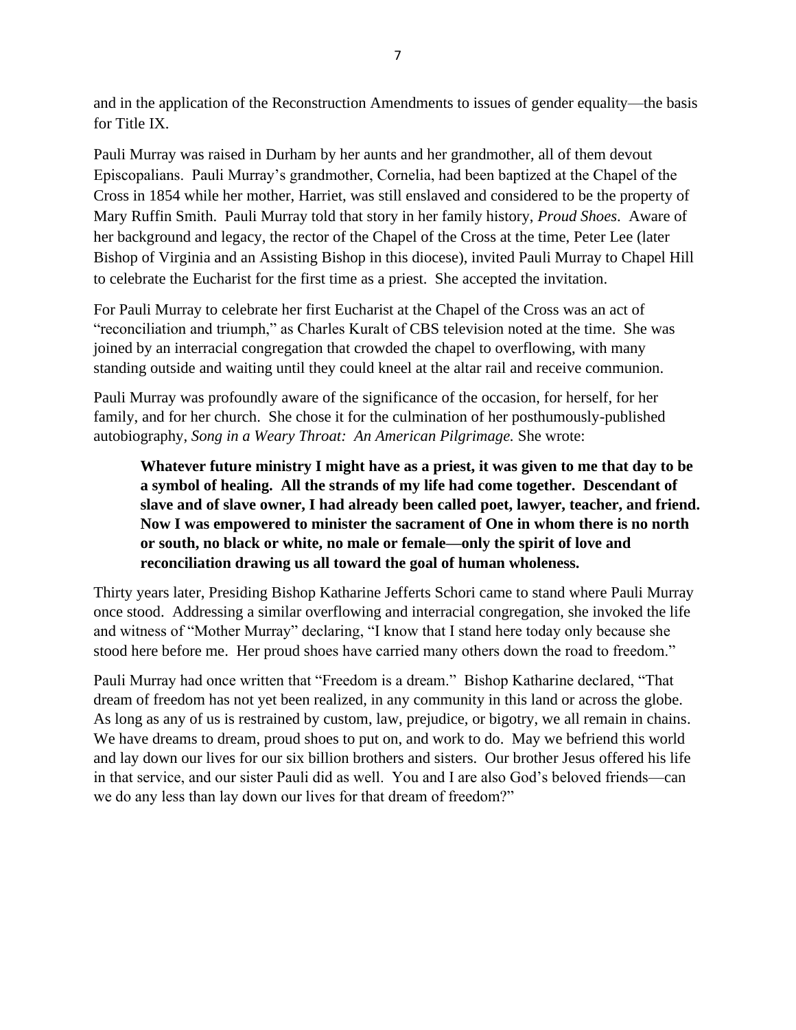and in the application of the Reconstruction Amendments to issues of gender equality—the basis for Title IX.

Pauli Murray was raised in Durham by her aunts and her grandmother, all of them devout Episcopalians. Pauli Murray's grandmother, Cornelia, had been baptized at the Chapel of the Cross in 1854 while her mother, Harriet, was still enslaved and considered to be the property of Mary Ruffin Smith. Pauli Murray told that story in her family history, *Proud Shoes*. Aware of her background and legacy, the rector of the Chapel of the Cross at the time, Peter Lee (later Bishop of Virginia and an Assisting Bishop in this diocese), invited Pauli Murray to Chapel Hill to celebrate the Eucharist for the first time as a priest. She accepted the invitation.

For Pauli Murray to celebrate her first Eucharist at the Chapel of the Cross was an act of "reconciliation and triumph," as Charles Kuralt of CBS television noted at the time. She was joined by an interracial congregation that crowded the chapel to overflowing, with many standing outside and waiting until they could kneel at the altar rail and receive communion.

Pauli Murray was profoundly aware of the significance of the occasion, for herself, for her family, and for her church. She chose it for the culmination of her posthumously-published autobiography, *Song in a Weary Throat: An American Pilgrimage.* She wrote:

> **Whatever future ministry I might have as a priest, it was given to me that day to be a symbol of healing. All the strands of my life had come together. Descendant of slave and of slave owner, I had already been called poet, lawyer, teacher, and friend. Now I was empowered to minister the sacrament of One in whom there is no north or south, no black or white, no male or female—only the spirit of love and reconciliation drawing us all toward the goal of human wholeness.**

Thirty years later, Presiding Bishop Katharine Jefferts Schori came to stand where Pauli Murray once stood. Addressing a similar overflowing and interracial congregation, she invoked the life and witness of "Mother Murray" declaring, "I know that I stand here today only because she stood here before me. Her proud shoes have carried many others down the road to freedom."

Pauli Murray had once written that "Freedom is a dream." Bishop Katharine declared, "That dream of freedom has not yet been realized, in any community in this land or across the globe. As long as any of us is restrained by custom, law, prejudice, or bigotry, we all remain in chains. We have dreams to dream, proud shoes to put on, and work to do. May we befriend this world and lay down our lives for our six billion brothers and sisters. Our brother Jesus offered his life in that service, and our sister Pauli did as well. You and I are also God's beloved friends—can we do any less than lay down our lives for that dream of freedom?"